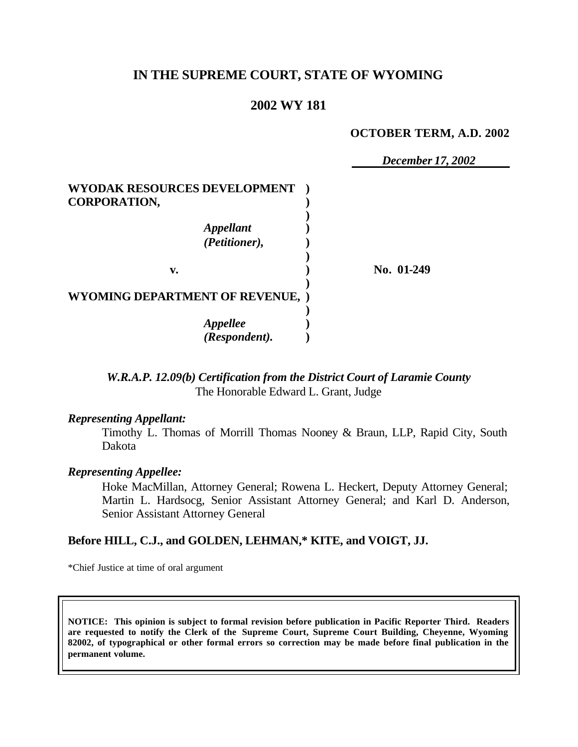# IN THE SUPREME COURT, STATE OF WYOMING

## 2002 WY 181

**OCTOBER TERM, A.D. 2002**

*December 17, 2002*

| | | |
|---|---|---|
| **WYODAK RESOURCES DEVELOPMENT CORPORATION,** | ) | |
| *Appellant (Petitioner),* | ) | |
| **v.** | ) | **No. 01-249** |
| **WYOMING DEPARTMENT OF REVENUE,** | ) | |
| *Appellee (Respondent).* | ) | |

*W.R.A.P. 12.09(b) Certification from the District Court of Laramie County*
The Honorable Edward L. Grant, Judge

***Representing Appellant:***

Timothy L. Thomas of Morrill Thomas Nooney & Braun, LLP, Rapid City, South Dakota

***Representing Appellee:***

Hoke MacMillan, Attorney General; Rowena L. Heckert, Deputy Attorney General; Martin L. Hardsocg, Senior Assistant Attorney General; and Karl D. Anderson, Senior Assistant Attorney General

**Before HILL, C.J., and GOLDEN, LEHMAN,\* KITE, and VOIGT, JJ.**

\*Chief Justice at time of oral argument

**NOTICE: This opinion is subject to formal revision before publication in Pacific Reporter Third. Readers are requested to notify the Clerk of the Supreme Court, Supreme Court Building, Cheyenne, Wyoming 82002, of typographical or other formal errors so correction may be made before final publication in the permanent volume.**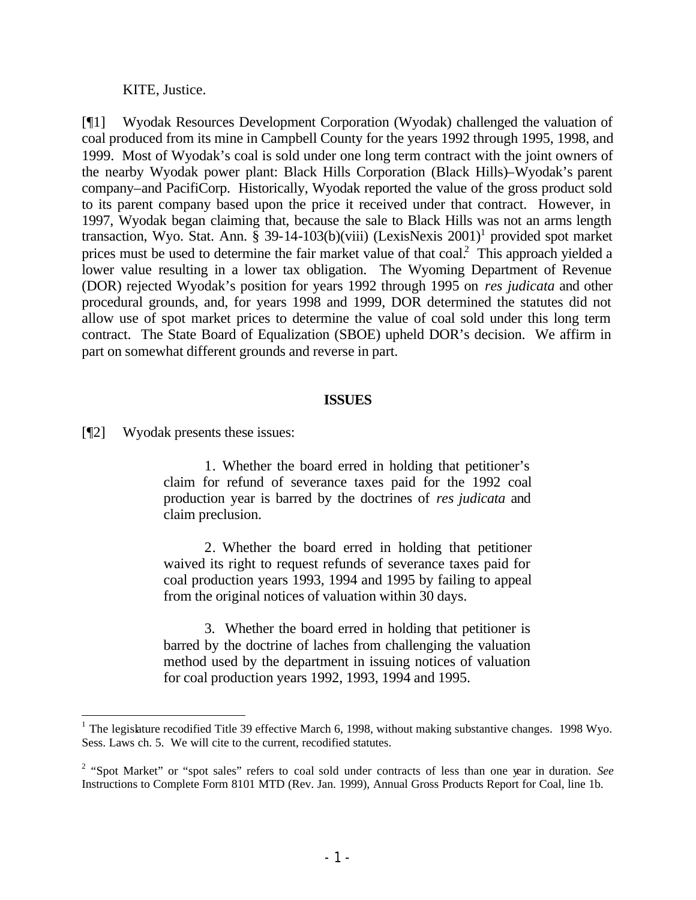KITE, Justice.

[¶1] Wyodak Resources Development Corporation (Wyodak) challenged the valuation of coal produced from its mine in Campbell County for the years 1992 through 1995, 1998, and 1999. Most of Wyodak's coal is sold under one long term contract with the joint owners of the nearby Wyodak power plant: Black Hills Corporation (Black Hills)–Wyodak's parent company–and PacifiCorp. Historically, Wyodak reported the value of the gross product sold to its parent company based upon the price it received under that contract. However, in 1997, Wyodak began claiming that, because the sale to Black Hills was not an arms length transaction, Wyo. Stat. Ann. § 39-14-103(b)(viii) (LexisNexis 2001)[1] provided spot market prices must be used to determine the fair market value of that coal.[2] This approach yielded a lower value resulting in a lower tax obligation. The Wyoming Department of Revenue (DOR) rejected Wyodak's position for years 1992 through 1995 on *res judicata* and other procedural grounds, and, for years 1998 and 1999, DOR determined the statutes did not allow use of spot market prices to determine the value of coal sold under this long term contract. The State Board of Equalization (SBOE) upheld DOR's decision. We affirm in part on somewhat different grounds and reverse in part.

## ISSUES

[¶2] Wyodak presents these issues:

> 1. Whether the board erred in holding that petitioner's claim for refund of severance taxes paid for the 1992 coal production year is barred by the doctrines of *res judicata* and claim preclusion.
>
> 2. Whether the board erred in holding that petitioner waived its right to request refunds of severance taxes paid for coal production years 1993, 1994 and 1995 by failing to appeal from the original notices of valuation within 30 days.
>
> 3. Whether the board erred in holding that petitioner is barred by the doctrine of laches from challenging the valuation method used by the department in issuing notices of valuation for coal production years 1992, 1993, 1994 and 1995.

---

[1] The legislature recodified Title 39 effective March 6, 1998, without making substantive changes. 1998 Wyo. Sess. Laws ch. 5. We will cite to the current, recodified statutes.

[2] "Spot Market" or "spot sales" refers to coal sold under contracts of less than one year in duration. *See* Instructions to Complete Form 8101 MTD (Rev. Jan. 1999), Annual Gross Products Report for Coal, line 1b.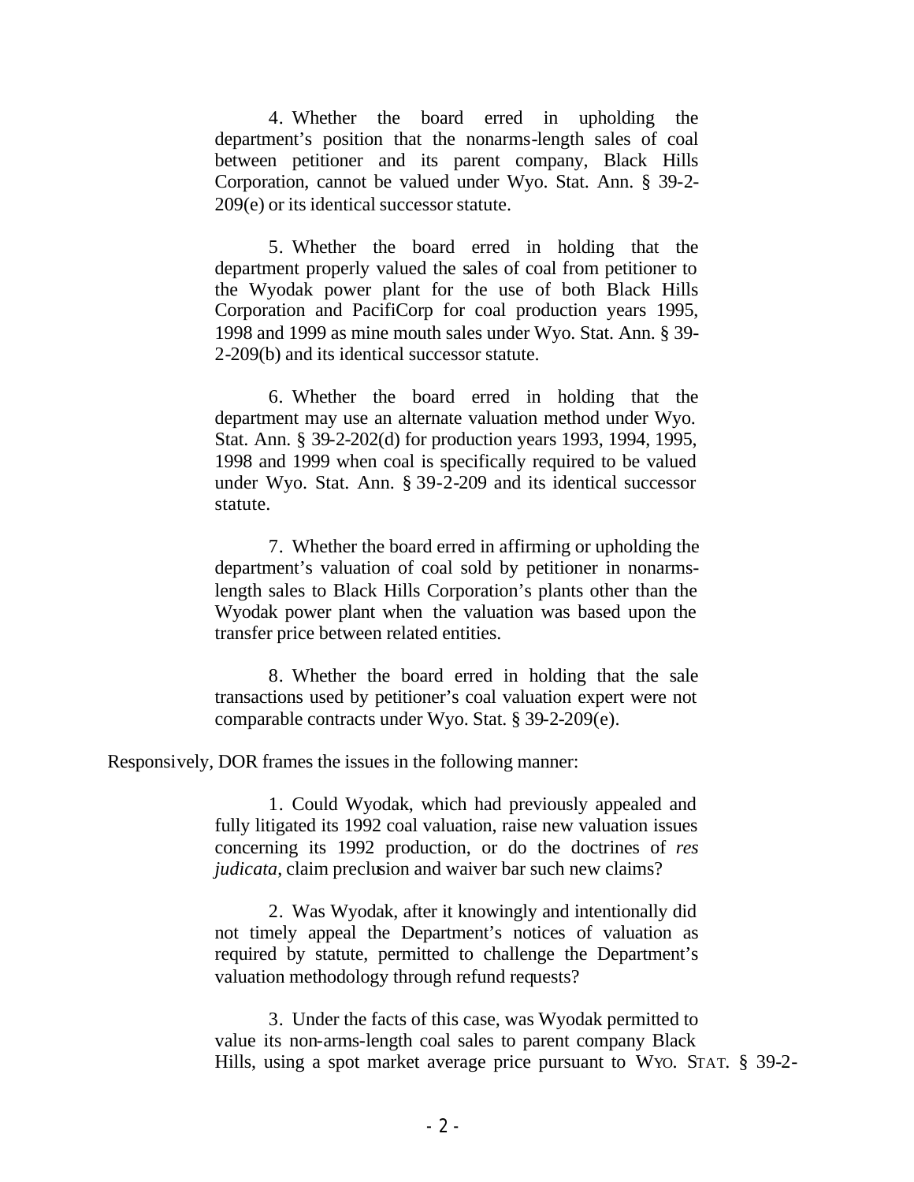> 4. Whether the board erred in upholding the department's position that the nonarms-length sales of coal between petitioner and its parent company, Black Hills Corporation, cannot be valued under Wyo. Stat. Ann. § 39-2-209(e) or its identical successor statute.
>
> 5. Whether the board erred in holding that the department properly valued the sales of coal from petitioner to the Wyodak power plant for the use of both Black Hills Corporation and PacifiCorp for coal production years 1995, 1998 and 1999 as mine mouth sales under Wyo. Stat. Ann. § 39-2-209(b) and its identical successor statute.
>
> 6. Whether the board erred in holding that the department may use an alternate valuation method under Wyo. Stat. Ann. § 39-2-202(d) for production years 1993, 1994, 1995, 1998 and 1999 when coal is specifically required to be valued under Wyo. Stat. Ann. § 39-2-209 and its identical successor statute.
>
> 7. Whether the board erred in affirming or upholding the department's valuation of coal sold by petitioner in nonarms-length sales to Black Hills Corporation's plants other than the Wyodak power plant when the valuation was based upon the transfer price between related entities.
>
> 8. Whether the board erred in holding that the sale transactions used by petitioner's coal valuation expert were not comparable contracts under Wyo. Stat. § 39-2-209(e).

Responsively, DOR frames the issues in the following manner:

> 1. Could Wyodak, which had previously appealed and fully litigated its 1992 coal valuation, raise new valuation issues concerning its 1992 production, or do the doctrines of *res judicata*, claim preclusion and waiver bar such new claims?
>
> 2. Was Wyodak, after it knowingly and intentionally did not timely appeal the Department's notices of valuation as required by statute, permitted to challenge the Department's valuation methodology through refund requests?
>
> 3. Under the facts of this case, was Wyodak permitted to value its non-arms-length coal sales to parent company Black Hills, using a spot market average price pursuant to WYO. STAT. § 39-2-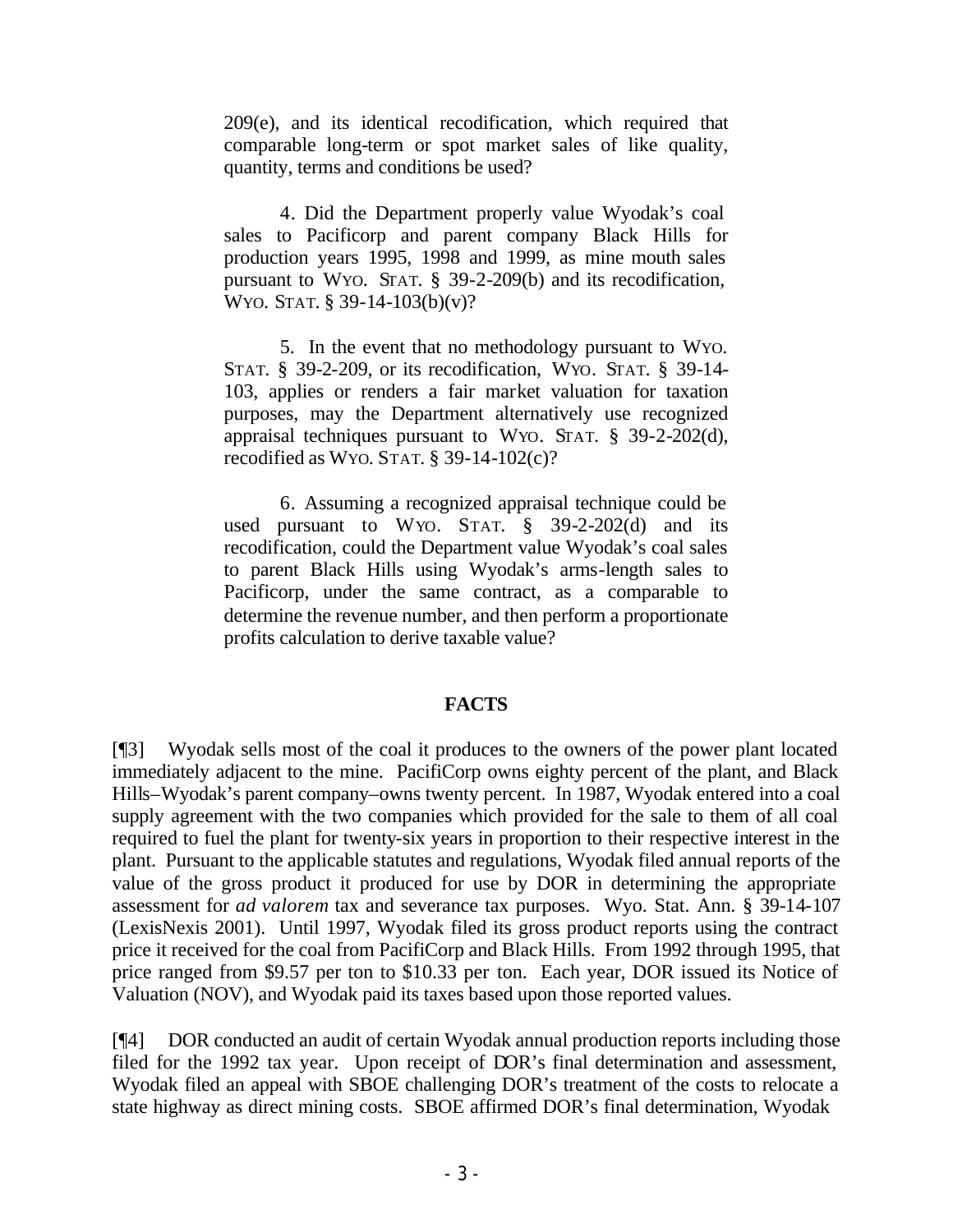209(e), and its identical recodification, which required that comparable long-term or spot market sales of like quality, quantity, terms and conditions be used?

4. Did the Department properly value Wyodak's coal sales to Pacificorp and parent company Black Hills for production years 1995, 1998 and 1999, as mine mouth sales pursuant to WYO. STAT. § 39-2-209(b) and its recodification, WYO. STAT. § 39-14-103(b)(v)?

5. In the event that no methodology pursuant to WYO. STAT. § 39-2-209, or its recodification, WYO. STAT. § 39-14-103, applies or renders a fair market valuation for taxation purposes, may the Department alternatively use recognized appraisal techniques pursuant to WYO. STAT. § 39-2-202(d), recodified as WYO. STAT. § 39-14-102(c)?

6. Assuming a recognized appraisal technique could be used pursuant to WYO. STAT. § 39-2-202(d) and its recodification, could the Department value Wyodak's coal sales to parent Black Hills using Wyodak's arms-length sales to Pacificorp, under the same contract, as a comparable to determine the revenue number, and then perform a proportionate profits calculation to derive taxable value?

## FACTS

[¶3] Wyodak sells most of the coal it produces to the owners of the power plant located immediately adjacent to the mine. PacifiCorp owns eighty percent of the plant, and Black Hills–Wyodak's parent company–owns twenty percent. In 1987, Wyodak entered into a coal supply agreement with the two companies which provided for the sale to them of all coal required to fuel the plant for twenty-six years in proportion to their respective interest in the plant. Pursuant to the applicable statutes and regulations, Wyodak filed annual reports of the value of the gross product it produced for use by DOR in determining the appropriate assessment for *ad valorem* tax and severance tax purposes. Wyo. Stat. Ann. § 39-14-107 (LexisNexis 2001). Until 1997, Wyodak filed its gross product reports using the contract price it received for the coal from PacifiCorp and Black Hills. From 1992 through 1995, that price ranged from $9.57 per ton to $10.33 per ton. Each year, DOR issued its Notice of Valuation (NOV), and Wyodak paid its taxes based upon those reported values.

[¶4] DOR conducted an audit of certain Wyodak annual production reports including those filed for the 1992 tax year. Upon receipt of DOR's final determination and assessment, Wyodak filed an appeal with SBOE challenging DOR's treatment of the costs to relocate a state highway as direct mining costs. SBOE affirmed DOR's final determination, Wyodak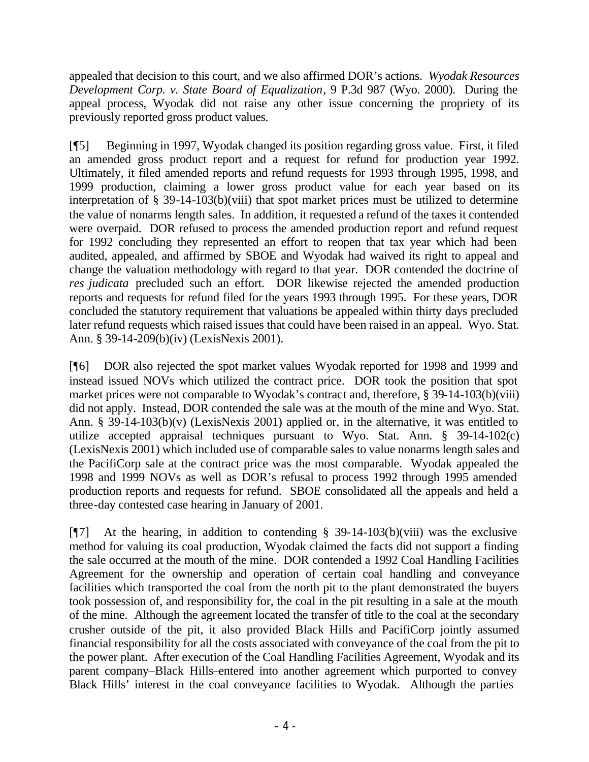appealed that decision to this court, and we also affirmed DOR's actions. *Wyodak Resources Development Corp. v. State Board of Equalization*, 9 P.3d 987 (Wyo. 2000). During the appeal process, Wyodak did not raise any other issue concerning the propriety of its previously reported gross product values.

[¶5] Beginning in 1997, Wyodak changed its position regarding gross value. First, it filed an amended gross product report and a request for refund for production year 1992. Ultimately, it filed amended reports and refund requests for 1993 through 1995, 1998, and 1999 production, claiming a lower gross product value for each year based on its interpretation of § 39-14-103(b)(viii) that spot market prices must be utilized to determine the value of nonarms length sales. In addition, it requested a refund of the taxes it contended were overpaid. DOR refused to process the amended production report and refund request for 1992 concluding they represented an effort to reopen that tax year which had been audited, appealed, and affirmed by SBOE and Wyodak had waived its right to appeal and change the valuation methodology with regard to that year. DOR contended the doctrine of *res judicata* precluded such an effort. DOR likewise rejected the amended production reports and requests for refund filed for the years 1993 through 1995. For these years, DOR concluded the statutory requirement that valuations be appealed within thirty days precluded later refund requests which raised issues that could have been raised in an appeal. Wyo. Stat. Ann. § 39-14-209(b)(iv) (LexisNexis 2001).

[¶6] DOR also rejected the spot market values Wyodak reported for 1998 and 1999 and instead issued NOVs which utilized the contract price. DOR took the position that spot market prices were not comparable to Wyodak's contract and, therefore, § 39-14-103(b)(viii) did not apply. Instead, DOR contended the sale was at the mouth of the mine and Wyo. Stat. Ann. § 39-14-103(b)(v) (LexisNexis 2001) applied or, in the alternative, it was entitled to utilize accepted appraisal techniques pursuant to Wyo. Stat. Ann. § 39-14-102(c) (LexisNexis 2001) which included use of comparable sales to value nonarms length sales and the PacifiCorp sale at the contract price was the most comparable. Wyodak appealed the 1998 and 1999 NOVs as well as DOR's refusal to process 1992 through 1995 amended production reports and requests for refund. SBOE consolidated all the appeals and held a three-day contested case hearing in January of 2001.

[¶7] At the hearing, in addition to contending § 39-14-103(b)(viii) was the exclusive method for valuing its coal production, Wyodak claimed the facts did not support a finding the sale occurred at the mouth of the mine. DOR contended a 1992 Coal Handling Facilities Agreement for the ownership and operation of certain coal handling and conveyance facilities which transported the coal from the north pit to the plant demonstrated the buyers took possession of, and responsibility for, the coal in the pit resulting in a sale at the mouth of the mine. Although the agreement located the transfer of title to the coal at the secondary crusher outside of the pit, it also provided Black Hills and PacifiCorp jointly assumed financial responsibility for all the costs associated with conveyance of the coal from the pit to the power plant. After execution of the Coal Handling Facilities Agreement, Wyodak and its parent company–Black Hills–entered into another agreement which purported to convey Black Hills' interest in the coal conveyance facilities to Wyodak. Although the parties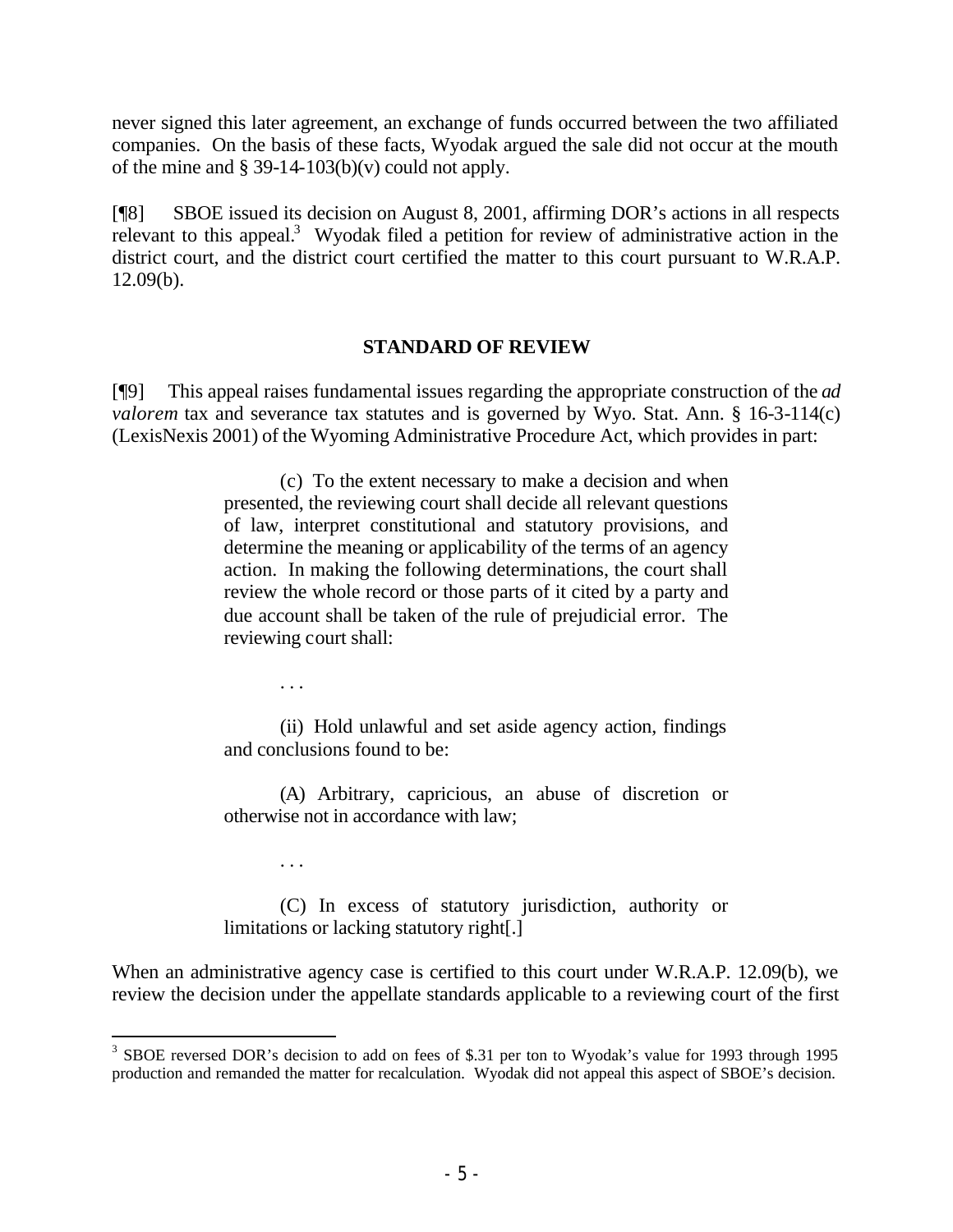never signed this later agreement, an exchange of funds occurred between the two affiliated companies. On the basis of these facts, Wyodak argued the sale did not occur at the mouth of the mine and § 39-14-103(b)(v) could not apply.

[¶8] SBOE issued its decision on August 8, 2001, affirming DOR's actions in all respects relevant to this appeal.[3] Wyodak filed a petition for review of administrative action in the district court, and the district court certified the matter to this court pursuant to W.R.A.P. 12.09(b).

## STANDARD OF REVIEW

[¶9] This appeal raises fundamental issues regarding the appropriate construction of the *ad valorem* tax and severance tax statutes and is governed by Wyo. Stat. Ann. § 16-3-114(c) (LexisNexis 2001) of the Wyoming Administrative Procedure Act, which provides in part:

> (c) To the extent necessary to make a decision and when presented, the reviewing court shall decide all relevant questions of law, interpret constitutional and statutory provisions, and determine the meaning or applicability of the terms of an agency action. In making the following determinations, the court shall review the whole record or those parts of it cited by a party and due account shall be taken of the rule of prejudicial error. The reviewing court shall:
>
> . . .
>
> (ii) Hold unlawful and set aside agency action, findings and conclusions found to be:
>
> (A) Arbitrary, capricious, an abuse of discretion or otherwise not in accordance with law;
>
> . . .
>
> (C) In excess of statutory jurisdiction, authority or limitations or lacking statutory right[.]

When an administrative agency case is certified to this court under W.R.A.P. 12.09(b), we review the decision under the appellate standards applicable to a reviewing court of the first

---

[3] SBOE reversed DOR's decision to add on fees of $.31 per ton to Wyodak's value for 1993 through 1995 production and remanded the matter for recalculation. Wyodak did not appeal this aspect of SBOE's decision.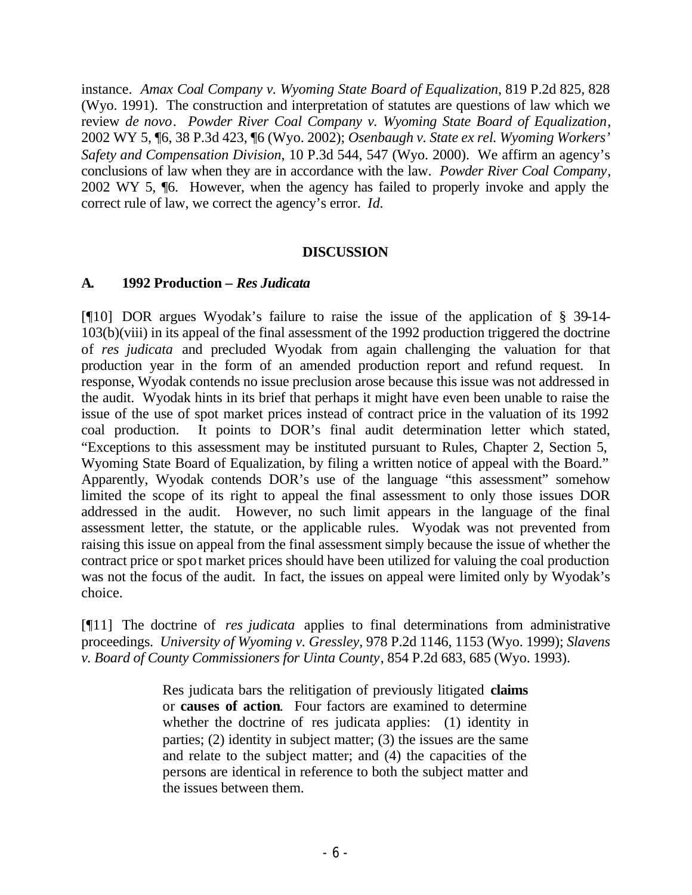instance. *Amax Coal Company v. Wyoming State Board of Equalization*, 819 P.2d 825, 828 (Wyo. 1991). The construction and interpretation of statutes are questions of law which we review *de novo*. *Powder River Coal Company v. Wyoming State Board of Equalization*, 2002 WY 5, ¶6, 38 P.3d 423, ¶6 (Wyo. 2002); *Osenbaugh v. State ex rel. Wyoming Workers' Safety and Compensation Division*, 10 P.3d 544, 547 (Wyo. 2000). We affirm an agency's conclusions of law when they are in accordance with the law. *Powder River Coal Company*, 2002 WY 5, ¶6. However, when the agency has failed to properly invoke and apply the correct rule of law, we correct the agency's error. *Id.*

## DISCUSSION

### A. 1992 Production – *Res Judicata*

[¶10] DOR argues Wyodak's failure to raise the issue of the application of § 39-14-103(b)(viii) in its appeal of the final assessment of the 1992 production triggered the doctrine of *res judicata* and precluded Wyodak from again challenging the valuation for that production year in the form of an amended production report and refund request. In response, Wyodak contends no issue preclusion arose because this issue was not addressed in the audit. Wyodak hints in its brief that perhaps it might have even been unable to raise the issue of the use of spot market prices instead of contract price in the valuation of its 1992 coal production. It points to DOR's final audit determination letter which stated, "Exceptions to this assessment may be instituted pursuant to Rules, Chapter 2, Section 5, Wyoming State Board of Equalization, by filing a written notice of appeal with the Board." Apparently, Wyodak contends DOR's use of the language "this assessment" somehow limited the scope of its right to appeal the final assessment to only those issues DOR addressed in the audit. However, no such limit appears in the language of the final assessment letter, the statute, or the applicable rules. Wyodak was not prevented from raising this issue on appeal from the final assessment simply because the issue of whether the contract price or spot market prices should have been utilized for valuing the coal production was not the focus of the audit. In fact, the issues on appeal were limited only by Wyodak's choice.

[¶11] The doctrine of *res judicata* applies to final determinations from administrative proceedings. *University of Wyoming v. Gressley*, 978 P.2d 1146, 1153 (Wyo. 1999); *Slavens v. Board of County Commissioners for Uinta County*, 854 P.2d 683, 685 (Wyo. 1993).

> Res judicata bars the relitigation of previously litigated **claims** or **causes of action**. Four factors are examined to determine whether the doctrine of res judicata applies: (1) identity in parties; (2) identity in subject matter; (3) the issues are the same and relate to the subject matter; and (4) the capacities of the persons are identical in reference to both the subject matter and the issues between them.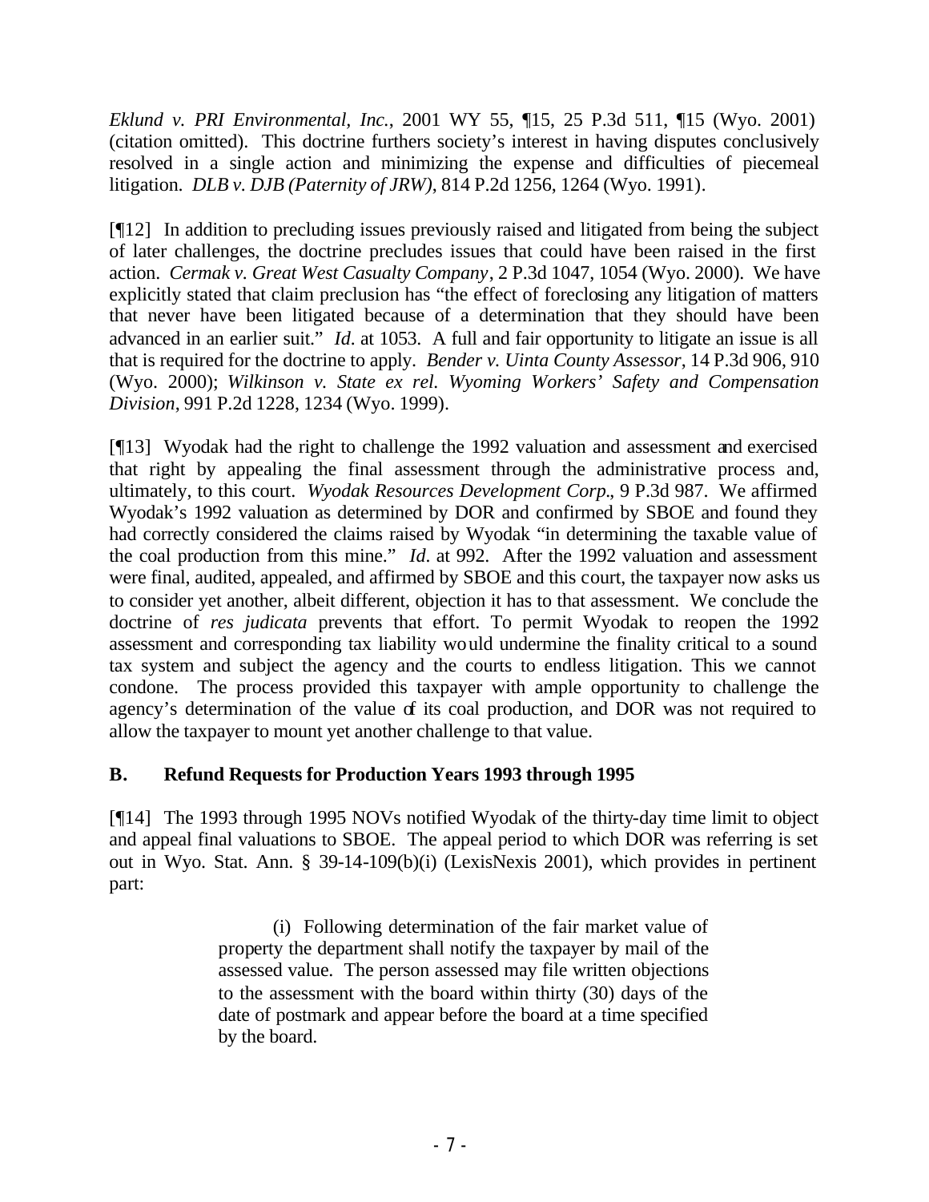*Eklund v. PRI Environmental, Inc.*, 2001 WY 55, ¶15, 25 P.3d 511, ¶15 (Wyo. 2001) (citation omitted). This doctrine furthers society's interest in having disputes conclusively resolved in a single action and minimizing the expense and difficulties of piecemeal litigation. *DLB v. DJB (Paternity of JRW)*, 814 P.2d 1256, 1264 (Wyo. 1991).

[¶12] In addition to precluding issues previously raised and litigated from being the subject of later challenges, the doctrine precludes issues that could have been raised in the first action. *Cermak v. Great West Casualty Company*, 2 P.3d 1047, 1054 (Wyo. 2000). We have explicitly stated that claim preclusion has "the effect of foreclosing any litigation of matters that never have been litigated because of a determination that they should have been advanced in an earlier suit." *Id.* at 1053. A full and fair opportunity to litigate an issue is all that is required for the doctrine to apply. *Bender v. Uinta County Assessor*, 14 P.3d 906, 910 (Wyo. 2000); *Wilkinson v. State ex rel. Wyoming Workers' Safety and Compensation Division*, 991 P.2d 1228, 1234 (Wyo. 1999).

[¶13] Wyodak had the right to challenge the 1992 valuation and assessment and exercised that right by appealing the final assessment through the administrative process and, ultimately, to this court. *Wyodak Resources Development Corp.*, 9 P.3d 987. We affirmed Wyodak's 1992 valuation as determined by DOR and confirmed by SBOE and found they had correctly considered the claims raised by Wyodak "in determining the taxable value of the coal production from this mine." *Id.* at 992. After the 1992 valuation and assessment were final, audited, appealed, and affirmed by SBOE and this court, the taxpayer now asks us to consider yet another, albeit different, objection it has to that assessment. We conclude the doctrine of *res judicata* prevents that effort. To permit Wyodak to reopen the 1992 assessment and corresponding tax liability would undermine the finality critical to a sound tax system and subject the agency and the courts to endless litigation. This we cannot condone. The process provided this taxpayer with ample opportunity to challenge the agency's determination of the value of its coal production, and DOR was not required to allow the taxpayer to mount yet another challenge to that value.

### B. Refund Requests for Production Years 1993 through 1995

[¶14] The 1993 through 1995 NOVs notified Wyodak of the thirty-day time limit to object and appeal final valuations to SBOE. The appeal period to which DOR was referring is set out in Wyo. Stat. Ann. § 39-14-109(b)(i) (LexisNexis 2001), which provides in pertinent part:

> (i) Following determination of the fair market value of property the department shall notify the taxpayer by mail of the assessed value. The person assessed may file written objections to the assessment with the board within thirty (30) days of the date of postmark and appear before the board at a time specified by the board.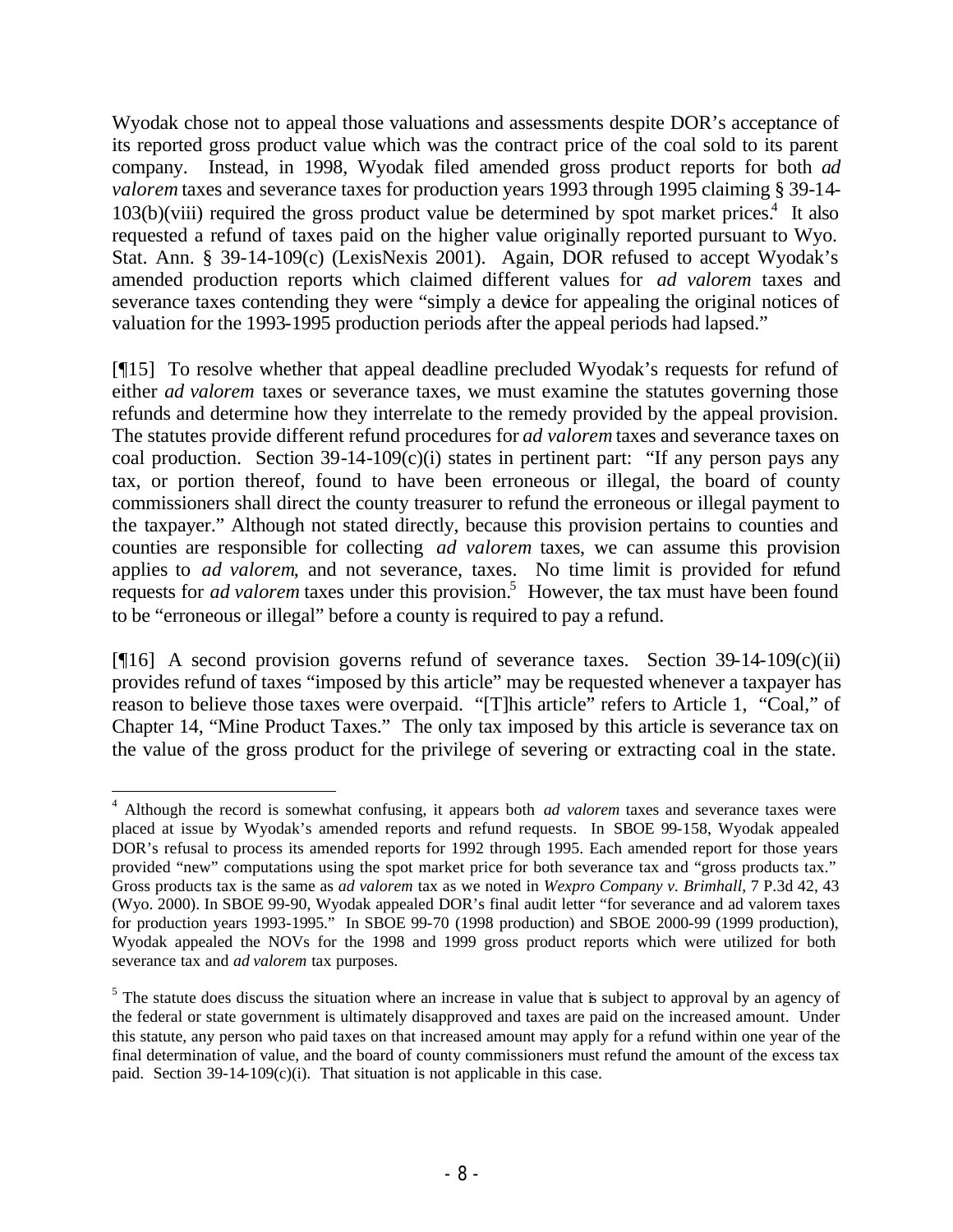Wyodak chose not to appeal those valuations and assessments despite DOR's acceptance of its reported gross product value which was the contract price of the coal sold to its parent company. Instead, in 1998, Wyodak filed amended gross product reports for both *ad valorem* taxes and severance taxes for production years 1993 through 1995 claiming § 39-14-103(b)(viii) required the gross product value be determined by spot market prices.[4] It also requested a refund of taxes paid on the higher value originally reported pursuant to Wyo. Stat. Ann. § 39-14-109(c) (LexisNexis 2001). Again, DOR refused to accept Wyodak's amended production reports which claimed different values for *ad valorem* taxes and severance taxes contending they were "simply a device for appealing the original notices of valuation for the 1993-1995 production periods after the appeal periods had lapsed."

[¶15] To resolve whether that appeal deadline precluded Wyodak's requests for refund of either *ad valorem* taxes or severance taxes, we must examine the statutes governing those refunds and determine how they interrelate to the remedy provided by the appeal provision. The statutes provide different refund procedures for *ad valorem* taxes and severance taxes on coal production. Section 39-14-109(c)(i) states in pertinent part: "If any person pays any tax, or portion thereof, found to have been erroneous or illegal, the board of county commissioners shall direct the county treasurer to refund the erroneous or illegal payment to the taxpayer." Although not stated directly, because this provision pertains to counties and counties are responsible for collecting *ad valorem* taxes, we can assume this provision applies to *ad valorem*, and not severance, taxes. No time limit is provided for refund requests for *ad valorem* taxes under this provision.[5] However, the tax must have been found to be "erroneous or illegal" before a county is required to pay a refund.

[¶16] A second provision governs refund of severance taxes. Section 39-14-109(c)(ii) provides refund of taxes "imposed by this article" may be requested whenever a taxpayer has reason to believe those taxes were overpaid. "[T]his article" refers to Article 1, "Coal," of Chapter 14, "Mine Product Taxes." The only tax imposed by this article is severance tax on the value of the gross product for the privilege of severing or extracting coal in the state.

---

[4] Although the record is somewhat confusing, it appears both *ad valorem* taxes and severance taxes were placed at issue by Wyodak's amended reports and refund requests. In SBOE 99-158, Wyodak appealed DOR's refusal to process its amended reports for 1992 through 1995. Each amended report for those years provided "new" computations using the spot market price for both severance tax and "gross products tax." Gross products tax is the same as *ad valorem* tax as we noted in *Wexpro Company v. Brimhall*, 7 P.3d 42, 43 (Wyo. 2000). In SBOE 99-90, Wyodak appealed DOR's final audit letter "for severance and ad valorem taxes for production years 1993-1995." In SBOE 99-70 (1998 production) and SBOE 2000-99 (1999 production), Wyodak appealed the NOVs for the 1998 and 1999 gross product reports which were utilized for both severance tax and *ad valorem* tax purposes.

[5] The statute does discuss the situation where an increase in value that is subject to approval by an agency of the federal or state government is ultimately disapproved and taxes are paid on the increased amount. Under this statute, any person who paid taxes on that increased amount may apply for a refund within one year of the final determination of value, and the board of county commissioners must refund the amount of the excess tax paid. Section 39-14-109(c)(i). That situation is not applicable in this case.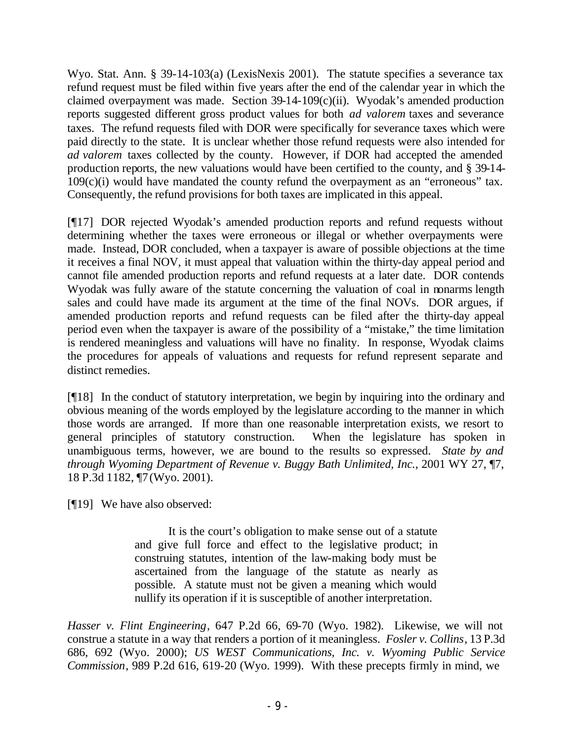Wyo. Stat. Ann. § 39-14-103(a) (LexisNexis 2001). The statute specifies a severance tax refund request must be filed within five years after the end of the calendar year in which the claimed overpayment was made. Section 39-14-109(c)(ii). Wyodak's amended production reports suggested different gross product values for both *ad valorem* taxes and severance taxes. The refund requests filed with DOR were specifically for severance taxes which were paid directly to the state. It is unclear whether those refund requests were also intended for *ad valorem* taxes collected by the county. However, if DOR had accepted the amended production reports, the new valuations would have been certified to the county, and § 39-14-109(c)(i) would have mandated the county refund the overpayment as an "erroneous" tax. Consequently, the refund provisions for both taxes are implicated in this appeal.

[¶17] DOR rejected Wyodak's amended production reports and refund requests without determining whether the taxes were erroneous or illegal or whether overpayments were made. Instead, DOR concluded, when a taxpayer is aware of possible objections at the time it receives a final NOV, it must appeal that valuation within the thirty-day appeal period and cannot file amended production reports and refund requests at a later date. DOR contends Wyodak was fully aware of the statute concerning the valuation of coal in nonarms length sales and could have made its argument at the time of the final NOVs. DOR argues, if amended production reports and refund requests can be filed after the thirty-day appeal period even when the taxpayer is aware of the possibility of a "mistake," the time limitation is rendered meaningless and valuations will have no finality. In response, Wyodak claims the procedures for appeals of valuations and requests for refund represent separate and distinct remedies.

[¶18] In the conduct of statutory interpretation, we begin by inquiring into the ordinary and obvious meaning of the words employed by the legislature according to the manner in which those words are arranged. If more than one reasonable interpretation exists, we resort to general principles of statutory construction. When the legislature has spoken in unambiguous terms, however, we are bound to the results so expressed. *State by and through Wyoming Department of Revenue v. Buggy Bath Unlimited, Inc.*, 2001 WY 27, ¶7, 18 P.3d 1182, ¶7 (Wyo. 2001).

[¶19] We have also observed:

> It is the court's obligation to make sense out of a statute and give full force and effect to the legislative product; in construing statutes, intention of the law-making body must be ascertained from the language of the statute as nearly as possible. A statute must not be given a meaning which would nullify its operation if it is susceptible of another interpretation.

*Hasser v. Flint Engineering*, 647 P.2d 66, 69-70 (Wyo. 1982). Likewise, we will not construe a statute in a way that renders a portion of it meaningless. *Fosler v. Collins*, 13 P.3d 686, 692 (Wyo. 2000); *US WEST Communications, Inc. v. Wyoming Public Service Commission*, 989 P.2d 616, 619-20 (Wyo. 1999). With these precepts firmly in mind, we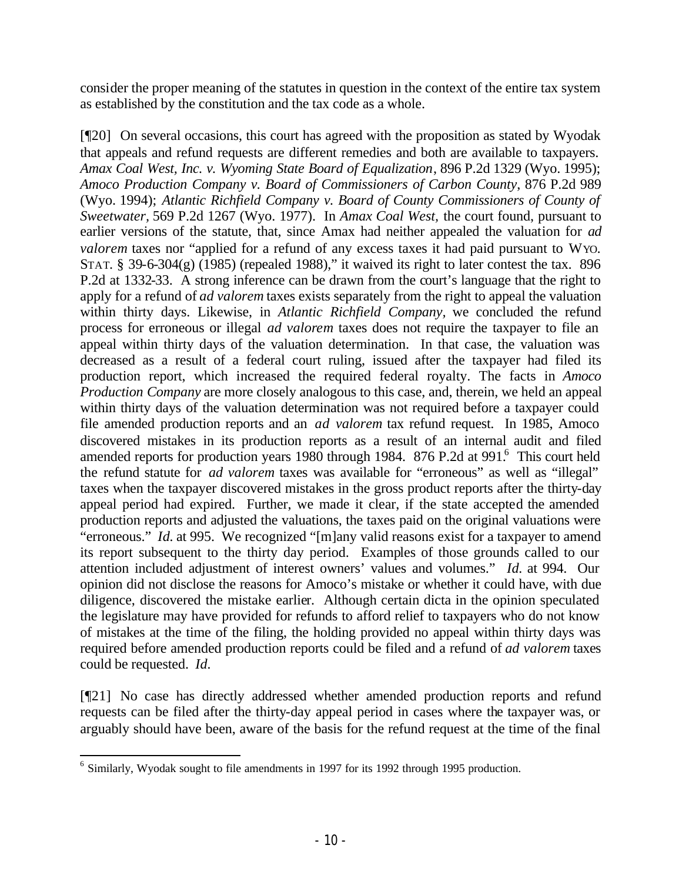consider the proper meaning of the statutes in question in the context of the entire tax system as established by the constitution and the tax code as a whole.

[¶20] On several occasions, this court has agreed with the proposition as stated by Wyodak that appeals and refund requests are different remedies and both are available to taxpayers. *Amax Coal West, Inc. v. Wyoming State Board of Equalization*, 896 P.2d 1329 (Wyo. 1995); *Amoco Production Company v. Board of Commissioners of Carbon County*, 876 P.2d 989 (Wyo. 1994); *Atlantic Richfield Company v. Board of County Commissioners of County of Sweetwater*, 569 P.2d 1267 (Wyo. 1977). In *Amax Coal West,* the court found, pursuant to earlier versions of the statute, that, since Amax had neither appealed the valuation for *ad valorem* taxes nor "applied for a refund of any excess taxes it had paid pursuant to WYO. STAT. § 39-6-304(g) (1985) (repealed 1988)," it waived its right to later contest the tax. 896 P.2d at 1332-33. A strong inference can be drawn from the court's language that the right to apply for a refund of *ad valorem* taxes exists separately from the right to appeal the valuation within thirty days. Likewise, in *Atlantic Richfield Company,* we concluded the refund process for erroneous or illegal *ad valorem* taxes does not require the taxpayer to file an appeal within thirty days of the valuation determination. In that case, the valuation was decreased as a result of a federal court ruling, issued after the taxpayer had filed its production report, which increased the required federal royalty. The facts in *Amoco Production Company* are more closely analogous to this case, and, therein, we held an appeal within thirty days of the valuation determination was not required before a taxpayer could file amended production reports and an *ad valorem* tax refund request. In 1985, Amoco discovered mistakes in its production reports as a result of an internal audit and filed amended reports for production years 1980 through 1984. 876 P.2d at 991.[6] This court held the refund statute for *ad valorem* taxes was available for "erroneous" as well as "illegal" taxes when the taxpayer discovered mistakes in the gross product reports after the thirty-day appeal period had expired. Further, we made it clear, if the state accepted the amended production reports and adjusted the valuations, the taxes paid on the original valuations were "erroneous." *Id.* at 995. We recognized "[m]any valid reasons exist for a taxpayer to amend its report subsequent to the thirty day period. Examples of those grounds called to our attention included adjustment of interest owners' values and volumes." *Id.* at 994. Our opinion did not disclose the reasons for Amoco's mistake or whether it could have, with due diligence, discovered the mistake earlier. Although certain dicta in the opinion speculated the legislature may have provided for refunds to afford relief to taxpayers who do not know of mistakes at the time of the filing, the holding provided no appeal within thirty days was required before amended production reports could be filed and a refund of *ad valorem* taxes could be requested. *Id.*

[¶21] No case has directly addressed whether amended production reports and refund requests can be filed after the thirty-day appeal period in cases where the taxpayer was, or arguably should have been, aware of the basis for the refund request at the time of the final

[6] Similarly, Wyodak sought to file amendments in 1997 for its 1992 through 1995 production.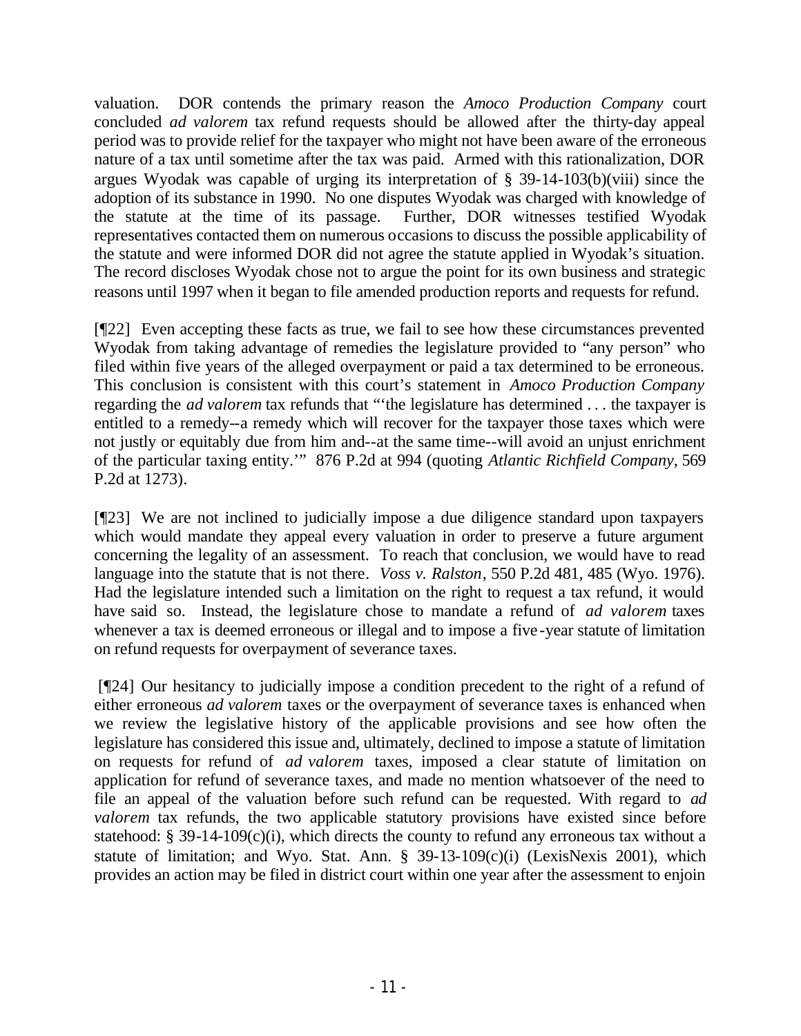valuation. DOR contends the primary reason the *Amoco Production Company* court concluded *ad valorem* tax refund requests should be allowed after the thirty-day appeal period was to provide relief for the taxpayer who might not have been aware of the erroneous nature of a tax until sometime after the tax was paid. Armed with this rationalization, DOR argues Wyodak was capable of urging its interpretation of § 39-14-103(b)(viii) since the adoption of its substance in 1990. No one disputes Wyodak was charged with knowledge of the statute at the time of its passage. Further, DOR witnesses testified Wyodak representatives contacted them on numerous occasions to discuss the possible applicability of the statute and were informed DOR did not agree the statute applied in Wyodak's situation. The record discloses Wyodak chose not to argue the point for its own business and strategic reasons until 1997 when it began to file amended production reports and requests for refund.

[¶22] Even accepting these facts as true, we fail to see how these circumstances prevented Wyodak from taking advantage of remedies the legislature provided to "any person" who filed within five years of the alleged overpayment or paid a tax determined to be erroneous. This conclusion is consistent with this court's statement in *Amoco Production Company* regarding the *ad valorem* tax refunds that "'the legislature has determined . . . the taxpayer is entitled to a remedy--a remedy which will recover for the taxpayer those taxes which were not justly or equitably due from him and--at the same time--will avoid an unjust enrichment of the particular taxing entity.'" 876 P.2d at 994 (quoting *Atlantic Richfield Company*, 569 P.2d at 1273).

[¶23] We are not inclined to judicially impose a due diligence standard upon taxpayers which would mandate they appeal every valuation in order to preserve a future argument concerning the legality of an assessment. To reach that conclusion, we would have to read language into the statute that is not there. *Voss v. Ralston*, 550 P.2d 481, 485 (Wyo. 1976). Had the legislature intended such a limitation on the right to request a tax refund, it would have said so. Instead, the legislature chose to mandate a refund of *ad valorem* taxes whenever a tax is deemed erroneous or illegal and to impose a five-year statute of limitation on refund requests for overpayment of severance taxes.

[¶24] Our hesitancy to judicially impose a condition precedent to the right of a refund of either erroneous *ad valorem* taxes or the overpayment of severance taxes is enhanced when we review the legislative history of the applicable provisions and see how often the legislature has considered this issue and, ultimately, declined to impose a statute of limitation on requests for refund of *ad valorem* taxes, imposed a clear statute of limitation on application for refund of severance taxes, and made no mention whatsoever of the need to file an appeal of the valuation before such refund can be requested. With regard to *ad valorem* tax refunds, the two applicable statutory provisions have existed since before statehood: § 39-14-109(c)(i), which directs the county to refund any erroneous tax without a statute of limitation; and Wyo. Stat. Ann. § 39-13-109(c)(i) (LexisNexis 2001), which provides an action may be filed in district court within one year after the assessment to enjoin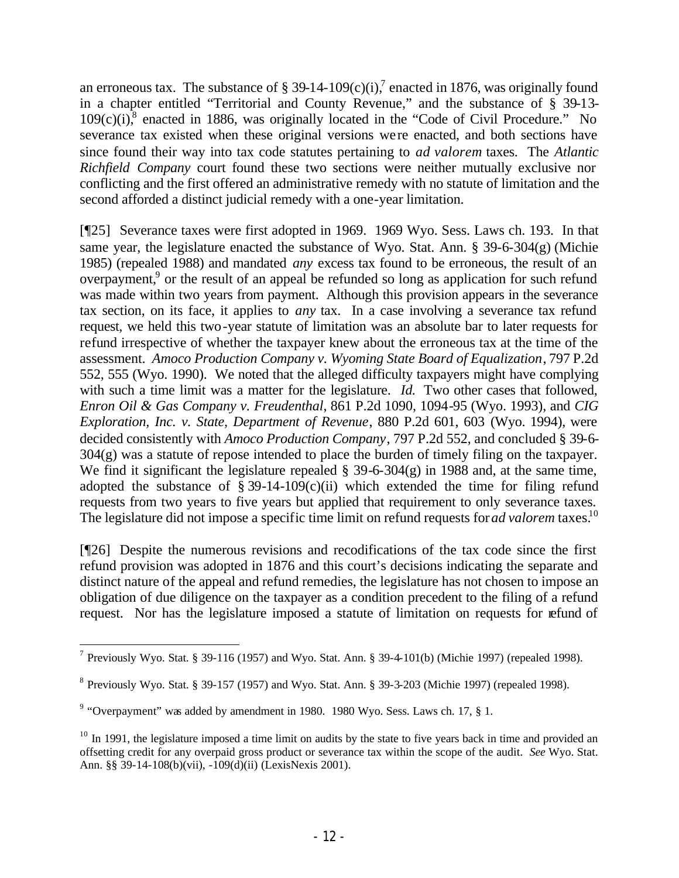an erroneous tax. The substance of § 39-14-109(c)(i),[7] enacted in 1876, was originally found in a chapter entitled "Territorial and County Revenue," and the substance of § 39-13-109(c)(i),[8] enacted in 1886, was originally located in the "Code of Civil Procedure." No severance tax existed when these original versions were enacted, and both sections have since found their way into tax code statutes pertaining to *ad valorem* taxes. The *Atlantic Richfield Company* court found these two sections were neither mutually exclusive nor conflicting and the first offered an administrative remedy with no statute of limitation and the second afforded a distinct judicial remedy with a one-year limitation.

[¶25] Severance taxes were first adopted in 1969. 1969 Wyo. Sess. Laws ch. 193. In that same year, the legislature enacted the substance of Wyo. Stat. Ann. § 39-6-304(g) (Michie 1985) (repealed 1988) and mandated *any* excess tax found to be erroneous, the result of an overpayment,[9] or the result of an appeal be refunded so long as application for such refund was made within two years from payment. Although this provision appears in the severance tax section, on its face, it applies to *any* tax. In a case involving a severance tax refund request, we held this two-year statute of limitation was an absolute bar to later requests for refund irrespective of whether the taxpayer knew about the erroneous tax at the time of the assessment. *Amoco Production Company v. Wyoming State Board of Equalization*, 797 P.2d 552, 555 (Wyo. 1990). We noted that the alleged difficulty taxpayers might have complying with such a time limit was a matter for the legislature. *Id.* Two other cases that followed, *Enron Oil & Gas Company v. Freudenthal*, 861 P.2d 1090, 1094-95 (Wyo. 1993), and *CIG Exploration, Inc. v. State, Department of Revenue*, 880 P.2d 601, 603 (Wyo. 1994), were decided consistently with *Amoco Production Company*, 797 P.2d 552, and concluded § 39-6-304(g) was a statute of repose intended to place the burden of timely filing on the taxpayer. We find it significant the legislature repealed § 39-6-304(g) in 1988 and, at the same time, adopted the substance of § 39-14-109(c)(ii) which extended the time for filing refund requests from two years to five years but applied that requirement to only severance taxes. The legislature did not impose a specific time limit on refund requests for *ad valorem* taxes.[10]

[¶26] Despite the numerous revisions and recodifications of the tax code since the first refund provision was adopted in 1876 and this court's decisions indicating the separate and distinct nature of the appeal and refund remedies, the legislature has not chosen to impose an obligation of due diligence on the taxpayer as a condition precedent to the filing of a refund request. Nor has the legislature imposed a statute of limitation on requests for refund of

---

[7] Previously Wyo. Stat. § 39-116 (1957) and Wyo. Stat. Ann. § 39-4-101(b) (Michie 1997) (repealed 1998).

[8] Previously Wyo. Stat. § 39-157 (1957) and Wyo. Stat. Ann. § 39-3-203 (Michie 1997) (repealed 1998).

[9] "Overpayment" was added by amendment in 1980. 1980 Wyo. Sess. Laws ch. 17, § 1.

[10] In 1991, the legislature imposed a time limit on audits by the state to five years back in time and provided an offsetting credit for any overpaid gross product or severance tax within the scope of the audit. *See* Wyo. Stat. Ann. §§ 39-14-108(b)(vii), -109(d)(ii) (LexisNexis 2001).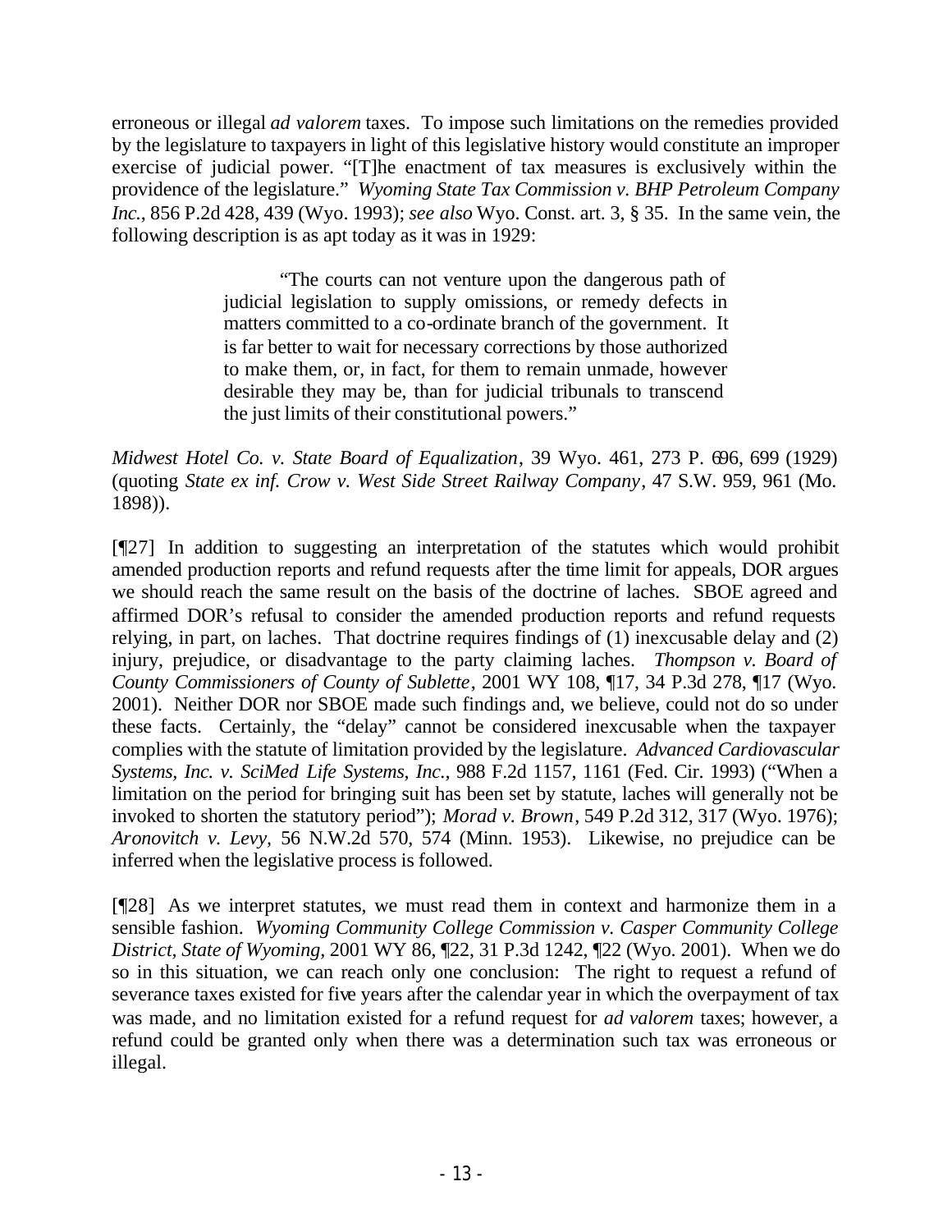erroneous or illegal *ad valorem* taxes. To impose such limitations on the remedies provided by the legislature to taxpayers in light of this legislative history would constitute an improper exercise of judicial power. "[T]he enactment of tax measures is exclusively within the providence of the legislature." *Wyoming State Tax Commission v. BHP Petroleum Company Inc.*, 856 P.2d 428, 439 (Wyo. 1993); *see also* Wyo. Const. art. 3, § 35. In the same vein, the following description is as apt today as it was in 1929:

> "The courts can not venture upon the dangerous path of judicial legislation to supply omissions, or remedy defects in matters committed to a co-ordinate branch of the government. It is far better to wait for necessary corrections by those authorized to make them, or, in fact, for them to remain unmade, however desirable they may be, than for judicial tribunals to transcend the just limits of their constitutional powers."

*Midwest Hotel Co. v. State Board of Equalization*, 39 Wyo. 461, 273 P. 696, 699 (1929) (quoting *State ex inf. Crow v. West Side Street Railway Company*, 47 S.W. 959, 961 (Mo. 1898)).

[¶27] In addition to suggesting an interpretation of the statutes which would prohibit amended production reports and refund requests after the time limit for appeals, DOR argues we should reach the same result on the basis of the doctrine of laches. SBOE agreed and affirmed DOR's refusal to consider the amended production reports and refund requests relying, in part, on laches. That doctrine requires findings of (1) inexcusable delay and (2) injury, prejudice, or disadvantage to the party claiming laches. *Thompson v. Board of County Commissioners of County of Sublette*, 2001 WY 108, ¶17, 34 P.3d 278, ¶17 (Wyo. 2001). Neither DOR nor SBOE made such findings and, we believe, could not do so under these facts. Certainly, the "delay" cannot be considered inexcusable when the taxpayer complies with the statute of limitation provided by the legislature. *Advanced Cardiovascular Systems, Inc. v. SciMed Life Systems, Inc.*, 988 F.2d 1157, 1161 (Fed. Cir. 1993) ("When a limitation on the period for bringing suit has been set by statute, laches will generally not be invoked to shorten the statutory period"); *Morad v. Brown*, 549 P.2d 312, 317 (Wyo. 1976); *Aronovitch v. Levy*, 56 N.W.2d 570, 574 (Minn. 1953). Likewise, no prejudice can be inferred when the legislative process is followed.

[¶28] As we interpret statutes, we must read them in context and harmonize them in a sensible fashion. *Wyoming Community College Commission v. Casper Community College District, State of Wyoming*, 2001 WY 86, ¶22, 31 P.3d 1242, ¶22 (Wyo. 2001). When we do so in this situation, we can reach only one conclusion: The right to request a refund of severance taxes existed for five years after the calendar year in which the overpayment of tax was made, and no limitation existed for a refund request for *ad valorem* taxes; however, a refund could be granted only when there was a determination such tax was erroneous or illegal.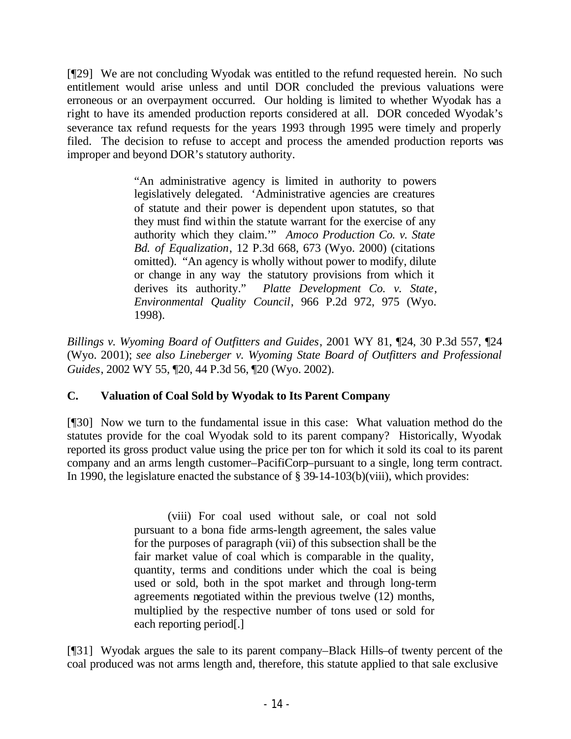[¶29] We are not concluding Wyodak was entitled to the refund requested herein. No such entitlement would arise unless and until DOR concluded the previous valuations were erroneous or an overpayment occurred. Our holding is limited to whether Wyodak has a right to have its amended production reports considered at all. DOR conceded Wyodak's severance tax refund requests for the years 1993 through 1995 were timely and properly filed. The decision to refuse to accept and process the amended production reports was improper and beyond DOR's statutory authority.

> "An administrative agency is limited in authority to powers legislatively delegated. 'Administrative agencies are creatures of statute and their power is dependent upon statutes, so that they must find within the statute warrant for the exercise of any authority which they claim.'" *Amoco Production Co. v. State Bd. of Equalization*, 12 P.3d 668, 673 (Wyo. 2000) (citations omitted). "An agency is wholly without power to modify, dilute or change in any way the statutory provisions from which it derives its authority." *Platte Development Co. v. State, Environmental Quality Council*, 966 P.2d 972, 975 (Wyo. 1998).

*Billings v. Wyoming Board of Outfitters and Guides*, 2001 WY 81, ¶24, 30 P.3d 557, ¶24 (Wyo. 2001); *see also Lineberger v. Wyoming State Board of Outfitters and Professional Guides*, 2002 WY 55, ¶20, 44 P.3d 56, ¶20 (Wyo. 2002).

### C. Valuation of Coal Sold by Wyodak to Its Parent Company

[¶30] Now we turn to the fundamental issue in this case: What valuation method do the statutes provide for the coal Wyodak sold to its parent company? Historically, Wyodak reported its gross product value using the price per ton for which it sold its coal to its parent company and an arms length customer–PacifiCorp–pursuant to a single, long term contract. In 1990, the legislature enacted the substance of § 39-14-103(b)(viii), which provides:

> (viii) For coal used without sale, or coal not sold pursuant to a bona fide arms-length agreement, the sales value for the purposes of paragraph (vii) of this subsection shall be the fair market value of coal which is comparable in the quality, quantity, terms and conditions under which the coal is being used or sold, both in the spot market and through long-term agreements negotiated within the previous twelve (12) months, multiplied by the respective number of tons used or sold for each reporting period[.]

[¶31] Wyodak argues the sale to its parent company–Black Hills–of twenty percent of the coal produced was not arms length and, therefore, this statute applied to that sale exclusive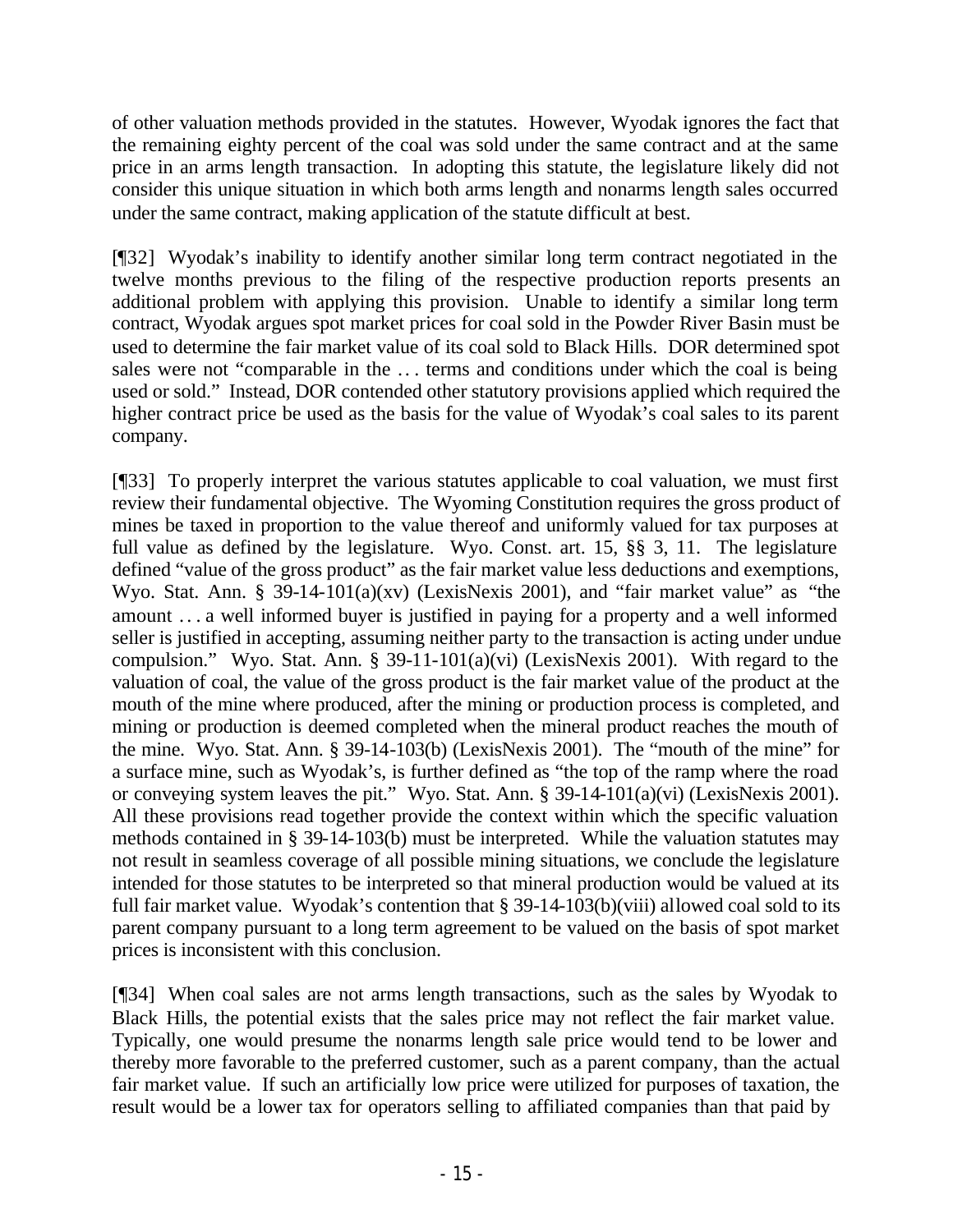of other valuation methods provided in the statutes. However, Wyodak ignores the fact that the remaining eighty percent of the coal was sold under the same contract and at the same price in an arms length transaction. In adopting this statute, the legislature likely did not consider this unique situation in which both arms length and nonarms length sales occurred under the same contract, making application of the statute difficult at best.

[¶32] Wyodak's inability to identify another similar long term contract negotiated in the twelve months previous to the filing of the respective production reports presents an additional problem with applying this provision. Unable to identify a similar long term contract, Wyodak argues spot market prices for coal sold in the Powder River Basin must be used to determine the fair market value of its coal sold to Black Hills. DOR determined spot sales were not "comparable in the . . . terms and conditions under which the coal is being used or sold." Instead, DOR contended other statutory provisions applied which required the higher contract price be used as the basis for the value of Wyodak's coal sales to its parent company.

[¶33] To properly interpret the various statutes applicable to coal valuation, we must first review their fundamental objective. The Wyoming Constitution requires the gross product of mines be taxed in proportion to the value thereof and uniformly valued for tax purposes at full value as defined by the legislature. Wyo. Const. art. 15, §§ 3, 11. The legislature defined "value of the gross product" as the fair market value less deductions and exemptions, Wyo. Stat. Ann. § 39-14-101(a)(xv) (LexisNexis 2001), and "fair market value" as "the amount . . . a well informed buyer is justified in paying for a property and a well informed seller is justified in accepting, assuming neither party to the transaction is acting under undue compulsion." Wyo. Stat. Ann. § 39-11-101(a)(vi) (LexisNexis 2001). With regard to the valuation of coal, the value of the gross product is the fair market value of the product at the mouth of the mine where produced, after the mining or production process is completed, and mining or production is deemed completed when the mineral product reaches the mouth of the mine. Wyo. Stat. Ann. § 39-14-103(b) (LexisNexis 2001). The "mouth of the mine" for a surface mine, such as Wyodak's, is further defined as "the top of the ramp where the road or conveying system leaves the pit." Wyo. Stat. Ann. § 39-14-101(a)(vi) (LexisNexis 2001). All these provisions read together provide the context within which the specific valuation methods contained in § 39-14-103(b) must be interpreted. While the valuation statutes may not result in seamless coverage of all possible mining situations, we conclude the legislature intended for those statutes to be interpreted so that mineral production would be valued at its full fair market value. Wyodak's contention that § 39-14-103(b)(viii) allowed coal sold to its parent company pursuant to a long term agreement to be valued on the basis of spot market prices is inconsistent with this conclusion.

[¶34] When coal sales are not arms length transactions, such as the sales by Wyodak to Black Hills, the potential exists that the sales price may not reflect the fair market value. Typically, one would presume the nonarms length sale price would tend to be lower and thereby more favorable to the preferred customer, such as a parent company, than the actual fair market value. If such an artificially low price were utilized for purposes of taxation, the result would be a lower tax for operators selling to affiliated companies than that paid by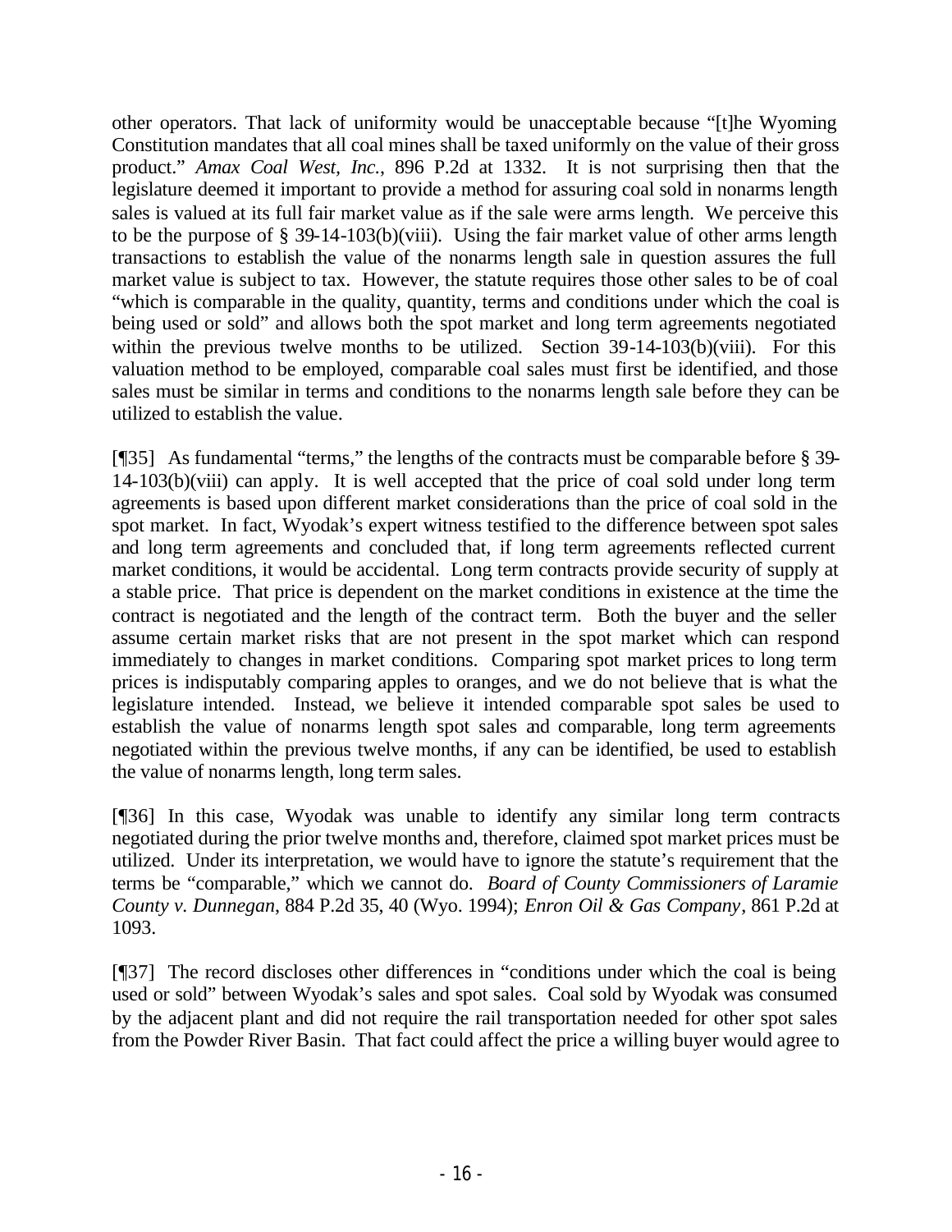other operators. That lack of uniformity would be unacceptable because "[t]he Wyoming Constitution mandates that all coal mines shall be taxed uniformly on the value of their gross product." *Amax Coal West, Inc.*, 896 P.2d at 1332. It is not surprising then that the legislature deemed it important to provide a method for assuring coal sold in nonarms length sales is valued at its full fair market value as if the sale were arms length. We perceive this to be the purpose of § 39-14-103(b)(viii). Using the fair market value of other arms length transactions to establish the value of the nonarms length sale in question assures the full market value is subject to tax. However, the statute requires those other sales to be of coal "which is comparable in the quality, quantity, terms and conditions under which the coal is being used or sold" and allows both the spot market and long term agreements negotiated within the previous twelve months to be utilized. Section 39-14-103(b)(viii). For this valuation method to be employed, comparable coal sales must first be identified, and those sales must be similar in terms and conditions to the nonarms length sale before they can be utilized to establish the value.

[¶35] As fundamental "terms," the lengths of the contracts must be comparable before § 39-14-103(b)(viii) can apply. It is well accepted that the price of coal sold under long term agreements is based upon different market considerations than the price of coal sold in the spot market. In fact, Wyodak's expert witness testified to the difference between spot sales and long term agreements and concluded that, if long term agreements reflected current market conditions, it would be accidental. Long term contracts provide security of supply at a stable price. That price is dependent on the market conditions in existence at the time the contract is negotiated and the length of the contract term. Both the buyer and the seller assume certain market risks that are not present in the spot market which can respond immediately to changes in market conditions. Comparing spot market prices to long term prices is indisputably comparing apples to oranges, and we do not believe that is what the legislature intended. Instead, we believe it intended comparable spot sales be used to establish the value of nonarms length spot sales and comparable, long term agreements negotiated within the previous twelve months, if any can be identified, be used to establish the value of nonarms length, long term sales.

[¶36] In this case, Wyodak was unable to identify any similar long term contracts negotiated during the prior twelve months and, therefore, claimed spot market prices must be utilized. Under its interpretation, we would have to ignore the statute's requirement that the terms be "comparable," which we cannot do. *Board of County Commissioners of Laramie County v. Dunnegan*, 884 P.2d 35, 40 (Wyo. 1994); *Enron Oil & Gas Company*, 861 P.2d at 1093.

[¶37] The record discloses other differences in "conditions under which the coal is being used or sold" between Wyodak's sales and spot sales. Coal sold by Wyodak was consumed by the adjacent plant and did not require the rail transportation needed for other spot sales from the Powder River Basin. That fact could affect the price a willing buyer would agree to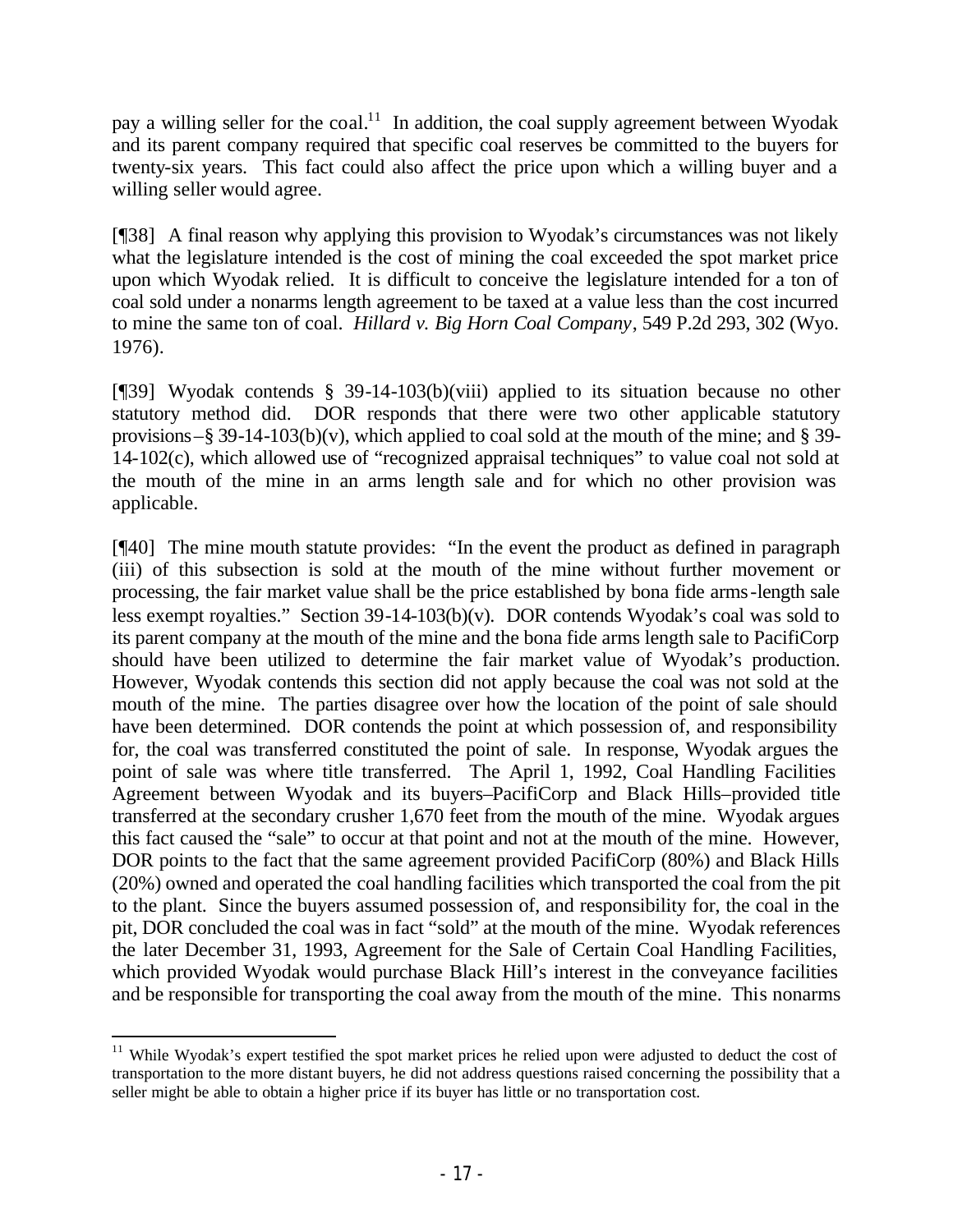pay a willing seller for the coal.[11] In addition, the coal supply agreement between Wyodak and its parent company required that specific coal reserves be committed to the buyers for twenty-six years. This fact could also affect the price upon which a willing buyer and a willing seller would agree.

[¶38] A final reason why applying this provision to Wyodak's circumstances was not likely what the legislature intended is the cost of mining the coal exceeded the spot market price upon which Wyodak relied. It is difficult to conceive the legislature intended for a ton of coal sold under a nonarms length agreement to be taxed at a value less than the cost incurred to mine the same ton of coal. *Hillard v. Big Horn Coal Company*, 549 P.2d 293, 302 (Wyo. 1976).

[¶39] Wyodak contends § 39-14-103(b)(viii) applied to its situation because no other statutory method did. DOR responds that there were two other applicable statutory provisions–§ 39-14-103(b)(v), which applied to coal sold at the mouth of the mine; and § 39-14-102(c), which allowed use of "recognized appraisal techniques" to value coal not sold at the mouth of the mine in an arms length sale and for which no other provision was applicable.

[¶40] The mine mouth statute provides: "In the event the product as defined in paragraph (iii) of this subsection is sold at the mouth of the mine without further movement or processing, the fair market value shall be the price established by bona fide arms-length sale less exempt royalties." Section 39-14-103(b)(v). DOR contends Wyodak's coal was sold to its parent company at the mouth of the mine and the bona fide arms length sale to PacifiCorp should have been utilized to determine the fair market value of Wyodak's production. However, Wyodak contends this section did not apply because the coal was not sold at the mouth of the mine. The parties disagree over how the location of the point of sale should have been determined. DOR contends the point at which possession of, and responsibility for, the coal was transferred constituted the point of sale. In response, Wyodak argues the point of sale was where title transferred. The April 1, 1992, Coal Handling Facilities Agreement between Wyodak and its buyers–PacifiCorp and Black Hills–provided title transferred at the secondary crusher 1,670 feet from the mouth of the mine. Wyodak argues this fact caused the "sale" to occur at that point and not at the mouth of the mine. However, DOR points to the fact that the same agreement provided PacifiCorp (80%) and Black Hills (20%) owned and operated the coal handling facilities which transported the coal from the pit to the plant. Since the buyers assumed possession of, and responsibility for, the coal in the pit, DOR concluded the coal was in fact "sold" at the mouth of the mine. Wyodak references the later December 31, 1993, Agreement for the Sale of Certain Coal Handling Facilities, which provided Wyodak would purchase Black Hill's interest in the conveyance facilities and be responsible for transporting the coal away from the mouth of the mine. This nonarms

[11] While Wyodak's expert testified the spot market prices he relied upon were adjusted to deduct the cost of transportation to the more distant buyers, he did not address questions raised concerning the possibility that a seller might be able to obtain a higher price if its buyer has little or no transportation cost.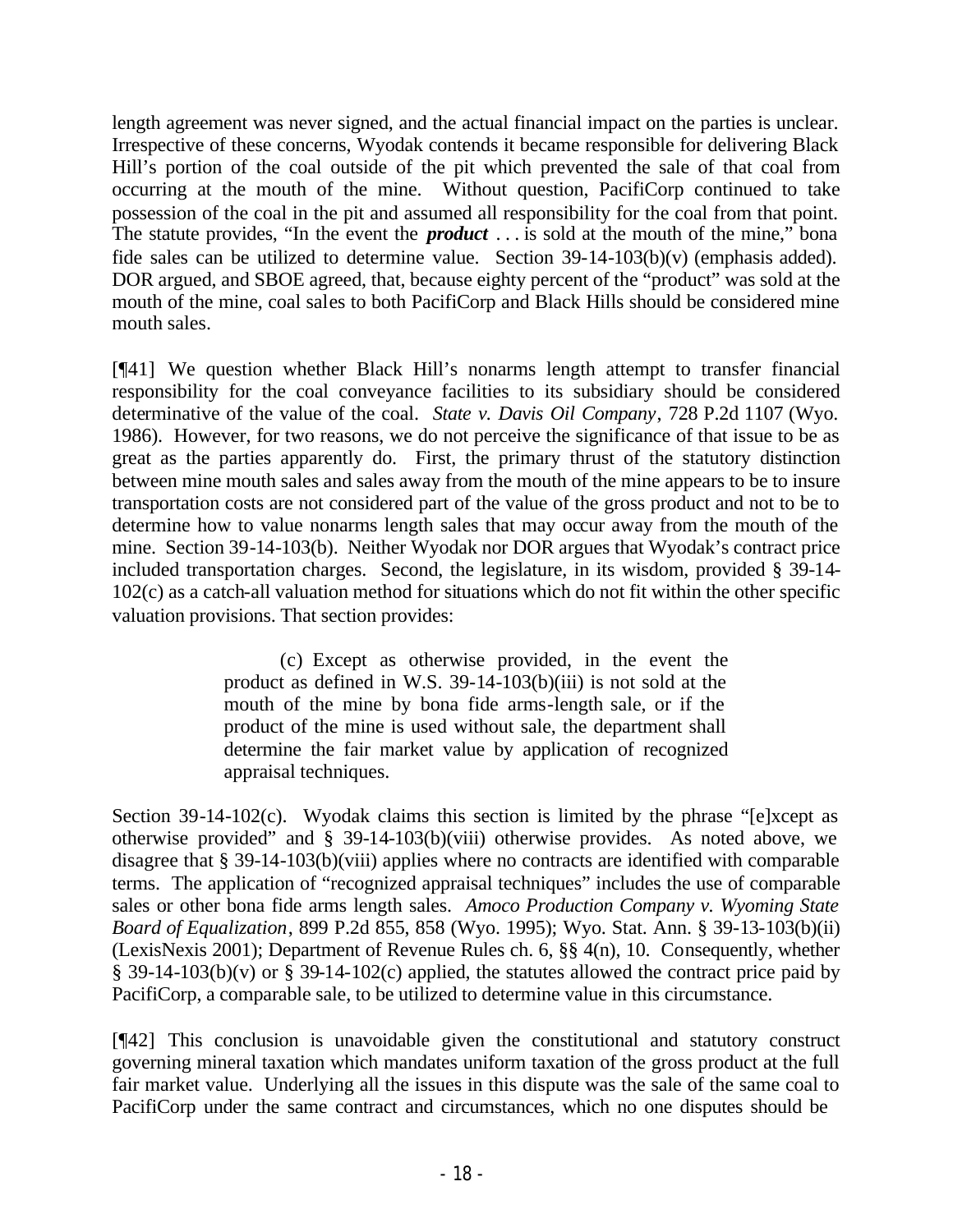length agreement was never signed, and the actual financial impact on the parties is unclear. Irrespective of these concerns, Wyodak contends it became responsible for delivering Black Hill's portion of the coal outside of the pit which prevented the sale of that coal from occurring at the mouth of the mine. Without question, PacifiCorp continued to take possession of the coal in the pit and assumed all responsibility for the coal from that point. The statute provides, "In the event the ***product*** . . . is sold at the mouth of the mine," bona fide sales can be utilized to determine value. Section 39-14-103(b)(v) (emphasis added). DOR argued, and SBOE agreed, that, because eighty percent of the "product" was sold at the mouth of the mine, coal sales to both PacifiCorp and Black Hills should be considered mine mouth sales.

[¶41] We question whether Black Hill's nonarms length attempt to transfer financial responsibility for the coal conveyance facilities to its subsidiary should be considered determinative of the value of the coal. *State v. Davis Oil Company*, 728 P.2d 1107 (Wyo. 1986). However, for two reasons, we do not perceive the significance of that issue to be as great as the parties apparently do. First, the primary thrust of the statutory distinction between mine mouth sales and sales away from the mouth of the mine appears to be to insure transportation costs are not considered part of the value of the gross product and not to be to determine how to value nonarms length sales that may occur away from the mouth of the mine. Section 39-14-103(b). Neither Wyodak nor DOR argues that Wyodak's contract price included transportation charges. Second, the legislature, in its wisdom, provided § 39-14-102(c) as a catch-all valuation method for situations which do not fit within the other specific valuation provisions. That section provides:

> (c) Except as otherwise provided, in the event the product as defined in W.S. 39-14-103(b)(iii) is not sold at the mouth of the mine by bona fide arms-length sale, or if the product of the mine is used without sale, the department shall determine the fair market value by application of recognized appraisal techniques.

Section 39-14-102(c). Wyodak claims this section is limited by the phrase "[e]xcept as otherwise provided" and § 39-14-103(b)(viii) otherwise provides. As noted above, we disagree that § 39-14-103(b)(viii) applies where no contracts are identified with comparable terms. The application of "recognized appraisal techniques" includes the use of comparable sales or other bona fide arms length sales. *Amoco Production Company v. Wyoming State Board of Equalization*, 899 P.2d 855, 858 (Wyo. 1995); Wyo. Stat. Ann. § 39-13-103(b)(ii) (LexisNexis 2001); Department of Revenue Rules ch. 6, §§ 4(n), 10. Consequently, whether § 39-14-103(b)(v) or § 39-14-102(c) applied, the statutes allowed the contract price paid by PacifiCorp, a comparable sale, to be utilized to determine value in this circumstance.

[¶42] This conclusion is unavoidable given the constitutional and statutory construct governing mineral taxation which mandates uniform taxation of the gross product at the full fair market value. Underlying all the issues in this dispute was the sale of the same coal to PacifiCorp under the same contract and circumstances, which no one disputes should be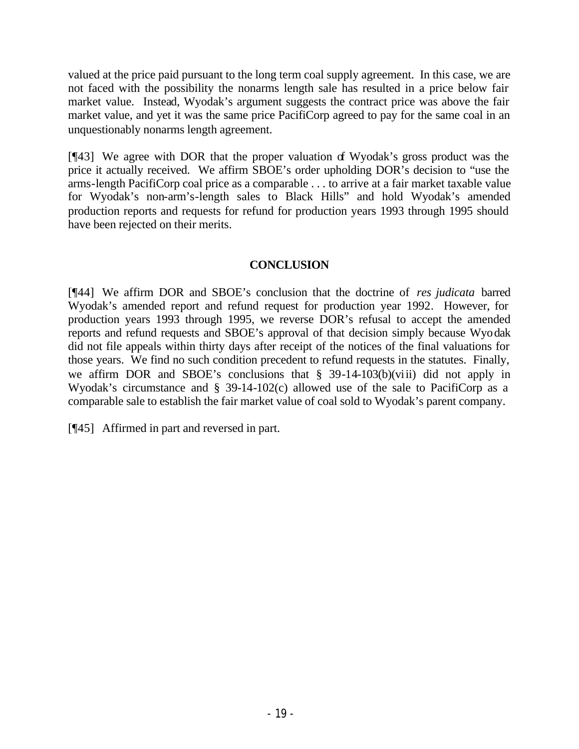valued at the price paid pursuant to the long term coal supply agreement. In this case, we are not faced with the possibility the nonarms length sale has resulted in a price below fair market value. Instead, Wyodak's argument suggests the contract price was above the fair market value, and yet it was the same price PacifiCorp agreed to pay for the same coal in an unquestionably nonarms length agreement.

[¶43] We agree with DOR that the proper valuation of Wyodak's gross product was the price it actually received. We affirm SBOE's order upholding DOR's decision to "use the arms-length PacifiCorp coal price as a comparable . . . to arrive at a fair market taxable value for Wyodak's non-arm's-length sales to Black Hills" and hold Wyodak's amended production reports and requests for refund for production years 1993 through 1995 should have been rejected on their merits.

## CONCLUSION

[¶44] We affirm DOR and SBOE's conclusion that the doctrine of *res judicata* barred Wyodak's amended report and refund request for production year 1992. However, for production years 1993 through 1995, we reverse DOR's refusal to accept the amended reports and refund requests and SBOE's approval of that decision simply because Wyodak did not file appeals within thirty days after receipt of the notices of the final valuations for those years. We find no such condition precedent to refund requests in the statutes. Finally, we affirm DOR and SBOE's conclusions that § 39-14-103(b)(viii) did not apply in Wyodak's circumstance and § 39-14-102(c) allowed use of the sale to PacifiCorp as a comparable sale to establish the fair market value of coal sold to Wyodak's parent company.

[¶45] Affirmed in part and reversed in part.